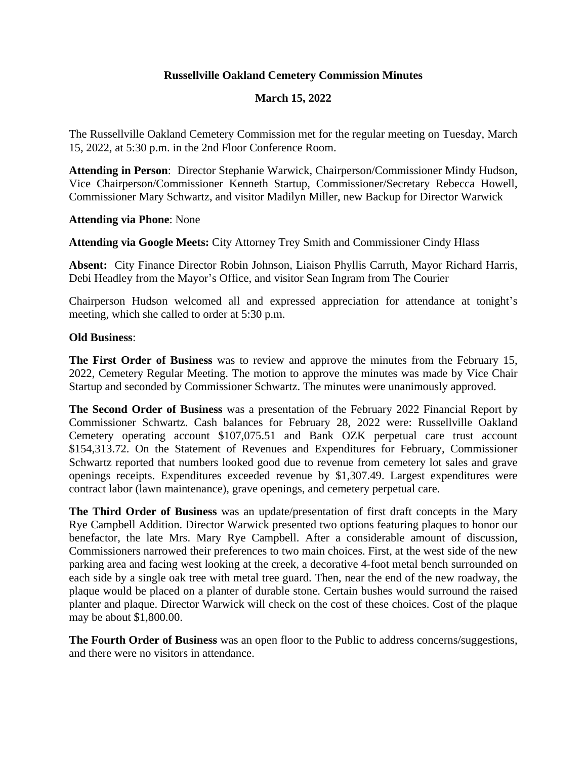# Russellville Oakland Cemetery Commission Minutes

## March 15, 2022

The Russellville Oakland Cemetery Commission met for the regular meeting on Tuesday, March 15, 2022, at 5:30 p.m. in the 2nd Floor Conference Room.

**Attending in Person**: Director Stephanie Warwick, Chairperson/Commissioner Mindy Hudson, Vice Chairperson/Commissioner Kenneth Startup, Commissioner/Secretary Rebecca Howell, Commissioner Mary Schwartz, and visitor Madilyn Miller, new Backup for Director Warwick

**Attending via Phone**: None

**Attending via Google Meets:** City Attorney Trey Smith and Commissioner Cindy Hlass

**Absent:** City Finance Director Robin Johnson, Liaison Phyllis Carruth, Mayor Richard Harris, Debi Headley from the Mayor's Office, and visitor Sean Ingram from The Courier

Chairperson Hudson welcomed all and expressed appreciation for attendance at tonight's meeting, which she called to order at 5:30 p.m.

**Old Business**:

**The First Order of Business** was to review and approve the minutes from the February 15, 2022, Cemetery Regular Meeting. The motion to approve the minutes was made by Vice Chair Startup and seconded by Commissioner Schwartz. The minutes were unanimously approved.

**The Second Order of Business** was a presentation of the February 2022 Financial Report by Commissioner Schwartz. Cash balances for February 28, 2022 were: Russellville Oakland Cemetery operating account $107,075.51 and Bank OZK perpetual care trust account $154,313.72. On the Statement of Revenues and Expenditures for February, Commissioner Schwartz reported that numbers looked good due to revenue from cemetery lot sales and grave openings receipts. Expenditures exceeded revenue by $1,307.49. Largest expenditures were contract labor (lawn maintenance), grave openings, and cemetery perpetual care.

**The Third Order of Business** was an update/presentation of first draft concepts in the Mary Rye Campbell Addition. Director Warwick presented two options featuring plaques to honor our benefactor, the late Mrs. Mary Rye Campbell. After a considerable amount of discussion, Commissioners narrowed their preferences to two main choices. First, at the west side of the new parking area and facing west looking at the creek, a decorative 4-foot metal bench surrounded on each side by a single oak tree with metal tree guard. Then, near the end of the new roadway, the plaque would be placed on a planter of durable stone. Certain bushes would surround the raised planter and plaque. Director Warwick will check on the cost of these choices. Cost of the plaque may be about $1,800.00.

**The Fourth Order of Business** was an open floor to the Public to address concerns/suggestions, and there were no visitors in attendance.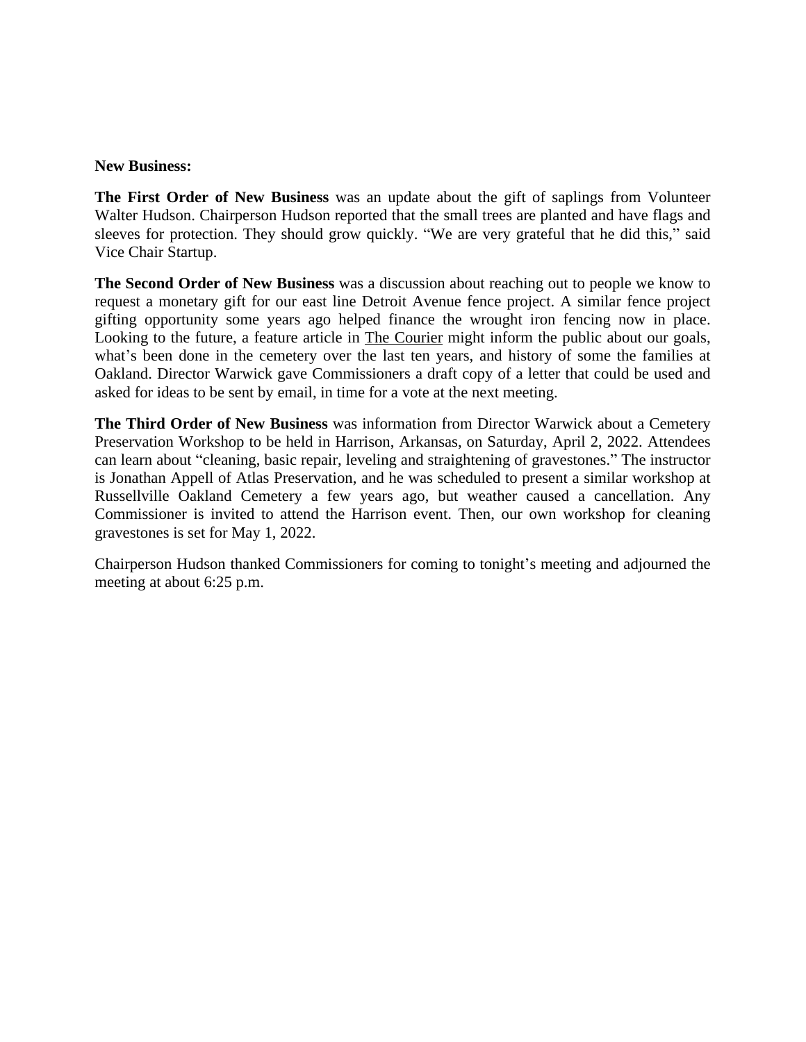**New Business:**

**The First Order of New Business** was an update about the gift of saplings from Volunteer Walter Hudson. Chairperson Hudson reported that the small trees are planted and have flags and sleeves for protection. They should grow quickly. "We are very grateful that he did this," said Vice Chair Startup.

**The Second Order of New Business** was a discussion about reaching out to people we know to request a monetary gift for our east line Detroit Avenue fence project. A similar fence project gifting opportunity some years ago helped finance the wrought iron fencing now in place. Looking to the future, a feature article in The Courier might inform the public about our goals, what's been done in the cemetery over the last ten years, and history of some the families at Oakland. Director Warwick gave Commissioners a draft copy of a letter that could be used and asked for ideas to be sent by email, in time for a vote at the next meeting.

**The Third Order of New Business** was information from Director Warwick about a Cemetery Preservation Workshop to be held in Harrison, Arkansas, on Saturday, April 2, 2022. Attendees can learn about "cleaning, basic repair, leveling and straightening of gravestones." The instructor is Jonathan Appell of Atlas Preservation, and he was scheduled to present a similar workshop at Russellville Oakland Cemetery a few years ago, but weather caused a cancellation. Any Commissioner is invited to attend the Harrison event. Then, our own workshop for cleaning gravestones is set for May 1, 2022.

Chairperson Hudson thanked Commissioners for coming to tonight's meeting and adjourned the meeting at about 6:25 p.m.